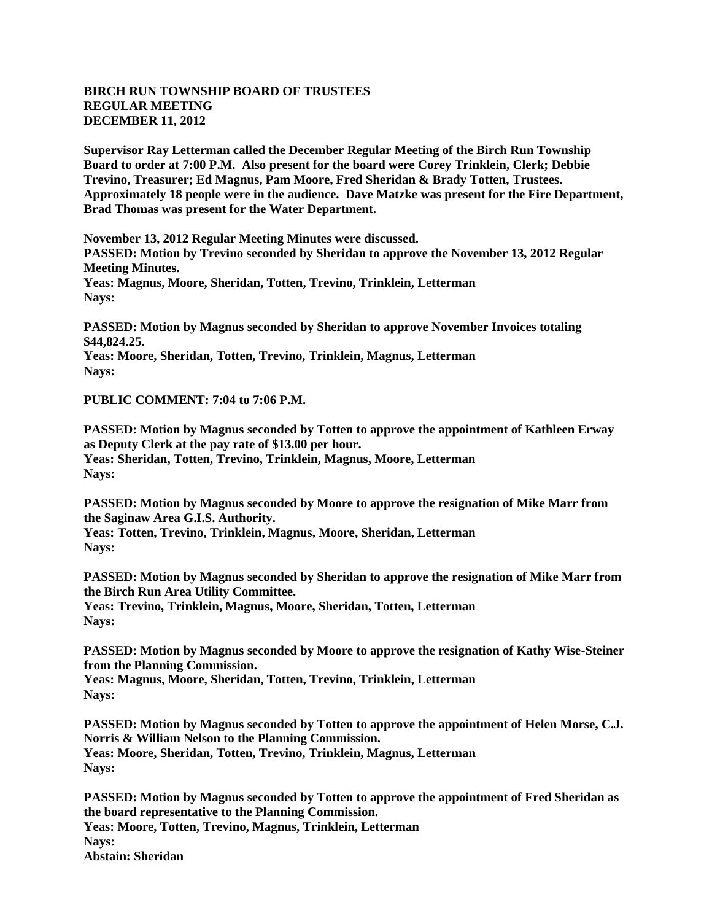**BIRCH RUN TOWNSHIP BOARD OF TRUSTEES**
**REGULAR MEETING**
**DECEMBER 11, 2012**

**Supervisor Ray Letterman called the December Regular Meeting of the Birch Run Township Board to order at 7:00 P.M. Also present for the board were Corey Trinklein, Clerk; Debbie Trevino, Treasurer; Ed Magnus, Pam Moore, Fred Sheridan & Brady Totten, Trustees. Approximately 18 people were in the audience. Dave Matzke was present for the Fire Department, Brad Thomas was present for the Water Department.**

**November 13, 2012 Regular Meeting Minutes were discussed.**
**PASSED: Motion by Trevino seconded by Sheridan to approve the November 13, 2012 Regular Meeting Minutes.**
**Yeas: Magnus, Moore, Sheridan, Totten, Trevino, Trinklein, Letterman**
**Nays:**

**PASSED: Motion by Magnus seconded by Sheridan to approve November Invoices totaling $44,824.25.**
**Yeas: Moore, Sheridan, Totten, Trevino, Trinklein, Magnus, Letterman**
**Nays:**

**PUBLIC COMMENT: 7:04 to 7:06 P.M.**

**PASSED: Motion by Magnus seconded by Totten to approve the appointment of Kathleen Erway as Deputy Clerk at the pay rate of $13.00 per hour.**
**Yeas: Sheridan, Totten, Trevino, Trinklein, Magnus, Moore, Letterman**
**Nays:**

**PASSED: Motion by Magnus seconded by Moore to approve the resignation of Mike Marr from the Saginaw Area G.I.S. Authority.**
**Yeas: Totten, Trevino, Trinklein, Magnus, Moore, Sheridan, Letterman**
**Nays:**

**PASSED: Motion by Magnus seconded by Sheridan to approve the resignation of Mike Marr from the Birch Run Area Utility Committee.**
**Yeas: Trevino, Trinklein, Magnus, Moore, Sheridan, Totten, Letterman**
**Nays:**

**PASSED: Motion by Magnus seconded by Moore to approve the resignation of Kathy Wise-Steiner from the Planning Commission.**
**Yeas: Magnus, Moore, Sheridan, Totten, Trevino, Trinklein, Letterman**
**Nays:**

**PASSED: Motion by Magnus seconded by Totten to approve the appointment of Helen Morse, C.J. Norris & William Nelson to the Planning Commission.**
**Yeas: Moore, Sheridan, Totten, Trevino, Trinklein, Magnus, Letterman**
**Nays:**

**PASSED: Motion by Magnus seconded by Totten to approve the appointment of Fred Sheridan as the board representative to the Planning Commission.**
**Yeas: Moore, Totten, Trevino, Magnus, Trinklein, Letterman**
**Nays:**
**Abstain: Sheridan**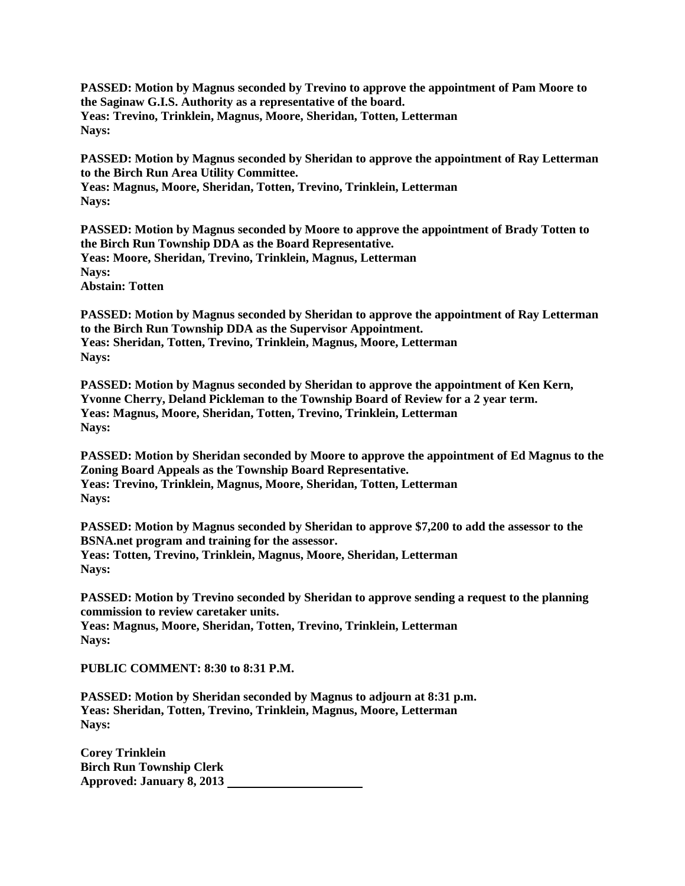**PASSED: Motion by Magnus seconded by Trevino to approve the appointment of Pam Moore to the Saginaw G.I.S. Authority as a representative of the board.**
**Yeas: Trevino, Trinklein, Magnus, Moore, Sheridan, Totten, Letterman**
**Nays:**

**PASSED: Motion by Magnus seconded by Sheridan to approve the appointment of Ray Letterman to the Birch Run Area Utility Committee.**
**Yeas: Magnus, Moore, Sheridan, Totten, Trevino, Trinklein, Letterman**
**Nays:**

**PASSED: Motion by Magnus seconded by Moore to approve the appointment of Brady Totten to the Birch Run Township DDA as the Board Representative.**
**Yeas: Moore, Sheridan, Trevino, Trinklein, Magnus, Letterman**
**Nays:**
**Abstain: Totten**

**PASSED: Motion by Magnus seconded by Sheridan to approve the appointment of Ray Letterman to the Birch Run Township DDA as the Supervisor Appointment.**
**Yeas: Sheridan, Totten, Trevino, Trinklein, Magnus, Moore, Letterman**
**Nays:**

**PASSED: Motion by Magnus seconded by Sheridan to approve the appointment of Ken Kern, Yvonne Cherry, Deland Pickleman to the Township Board of Review for a 2 year term.**
**Yeas: Magnus, Moore, Sheridan, Totten, Trevino, Trinklein, Letterman**
**Nays:**

**PASSED: Motion by Sheridan seconded by Moore to approve the appointment of Ed Magnus to the Zoning Board Appeals as the Township Board Representative.**
**Yeas: Trevino, Trinklein, Magnus, Moore, Sheridan, Totten, Letterman**
**Nays:**

**PASSED: Motion by Magnus seconded by Sheridan to approve $7,200 to add the assessor to the BSNA.net program and training for the assessor.**
**Yeas: Totten, Trevino, Trinklein, Magnus, Moore, Sheridan, Letterman**
**Nays:**

**PASSED: Motion by Trevino seconded by Sheridan to approve sending a request to the planning commission to review caretaker units.**
**Yeas: Magnus, Moore, Sheridan, Totten, Trevino, Trinklein, Letterman**
**Nays:**

**PUBLIC COMMENT: 8:30 to 8:31 P.M.**

**PASSED: Motion by Sheridan seconded by Magnus to adjourn at 8:31 p.m.**
**Yeas: Sheridan, Totten, Trevino, Trinklein, Magnus, Moore, Letterman**
**Nays:**

**Corey Trinklein**
**Birch Run Township Clerk**
**Approved: January 8, 2013** ______________________